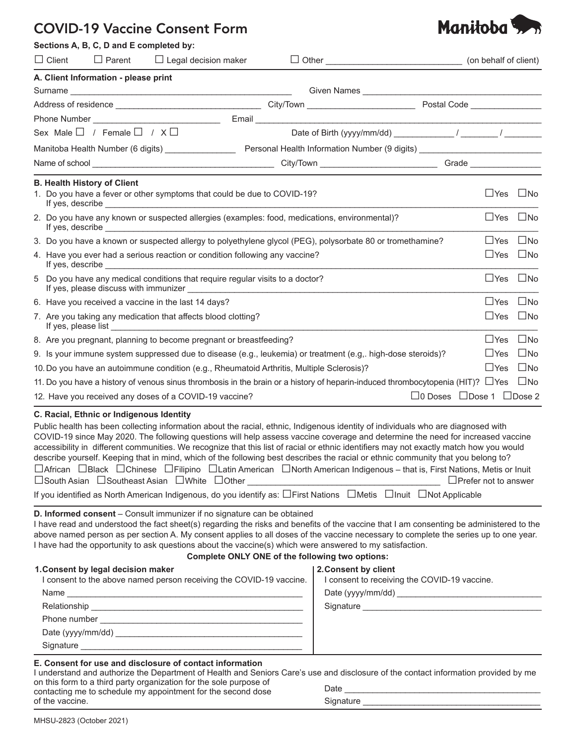# COVID-19 Vaccine Consent Form

**Manitoba**

**Sections A, B, C, D and E completed by:**

☐ Client ☐ Parent ☐ Legal decision maker ☐ Other ____________________________ (on behalf of client)

**A. Client Information - please print**

Surname ______________________________________________ Given Names ____________________________________

Address of residence ______________________________ City/Town ______________________ Postal Code _______________

Phone Number ________________________ Email ______________________________________________________________

Sex Male ☐ / Female ☐ / X ☐ Date of Birth (yyyy/mm/dd) ____________ / _______ / _______

Manitoba Health Number (6 digits) _______________ Personal Health Information Number (9 digits) _________________________

Name of school ______________________________________ City/Town ________________________ Grade _______________

**B. Health History of Client**

1. Do you have a fever or other symptoms that could be due to COVID-19? ☐Yes ☐No
   If yes, describe ______________________________________________________________________________
2. Do you have any known or suspected allergies (examples: food, medications, environmental)? ☐Yes ☐No
   If yes, describe ______________________________________________________________________________
3. Do you have a known or suspected allergy to polyethylene glycol (PEG), polysorbate 80 or tromethamine? ☐Yes ☐No
4. Have you ever had a serious reaction or condition following any vaccine? ☐Yes ☐No
   If yes, describe ______________________________________________________________________________
5. Do you have any medical conditions that require regular visits to a doctor? ☐Yes ☐No
   If yes, please discuss with immunizer ______________________________________________________________
6. Have you received a vaccine in the last 14 days? ☐Yes ☐No
7. Are you taking any medication that affects blood clotting? ☐Yes ☐No
   If yes, please list ______________________________________________________________________________
8. Are you pregnant, planning to become pregnant or breastfeeding? ☐Yes ☐No
9. Is your immune system suppressed due to disease (e.g., leukemia) or treatment (e.g,. high-dose steroids)? ☐Yes ☐No
10. Do you have an autoimmune condition (e.g., Rheumatoid Arthritis, Multiple Sclerosis)? ☐Yes ☐No
11. Do you have a history of venous sinus thrombosis in the brain or a history of heparin-induced thrombocytopenia (HIT)? ☐Yes ☐No
12. Have you received any doses of a COVID-19 vaccine? ☐0 Doses ☐Dose 1 ☐Dose 2

**C. Racial, Ethnic or Indigenous Identity**

Public health has been collecting information about the racial, ethnic, Indigenous identity of individuals who are diagnosed with COVID-19 since May 2020. The following questions will help assess vaccine coverage and determine the need for increased vaccine accessibility in different communities. We recognize that this list of racial or ethnic identifiers may not exactly match how you would describe yourself. Keeping that in mind, which of the following best describes the racial or ethnic community that you belong to?

☐African ☐Black ☐Chinese ☐Filipino ☐Latin American ☐North American Indigenous – that is, First Nations, Metis or Inuit ☐South Asian ☐Southeast Asian ☐White ☐Other ________________________________________ ☐Prefer not to answer

If you identified as North American Indigenous, do you identify as: ☐First Nations ☐Metis ☐Inuit ☐Not Applicable

**D. Informed consent** – Consult immunizer if no signature can be obtained

I have read and understood the fact sheet(s) regarding the risks and benefits of the vaccine that I am consenting be administered to the above named person as per section A. My consent applies to all doses of the vaccine necessary to complete the series up to one year. I have had the opportunity to ask questions about the vaccine(s) which were answered to my satisfaction.

**Complete ONLY ONE of the following two options:**

**1. Consent by legal decision maker**

I consent to the above named person receiving the COVID-19 vaccine.

Name _________________________________________________

Relationship ___________________________________________

Phone number _________________________________________

Date (yyyy/mm/dd) ______________________________________

Signature _____________________________________________

**2. Consent by client**

I consent to receiving the COVID-19 vaccine.

Date (yyyy/mm/dd) ______________________________

Signature ______________________________________

**E. Consent for use and disclosure of contact information**

I understand and authorize the Department of Health and Seniors Care's use and disclosure of the contact information provided by me on this form to a third party organization for the sole purpose of contacting me to schedule my appointment for the second dose of the vaccine.

Date __________________________________________

Signature ______________________________________

MHSU-2823 (October 2021)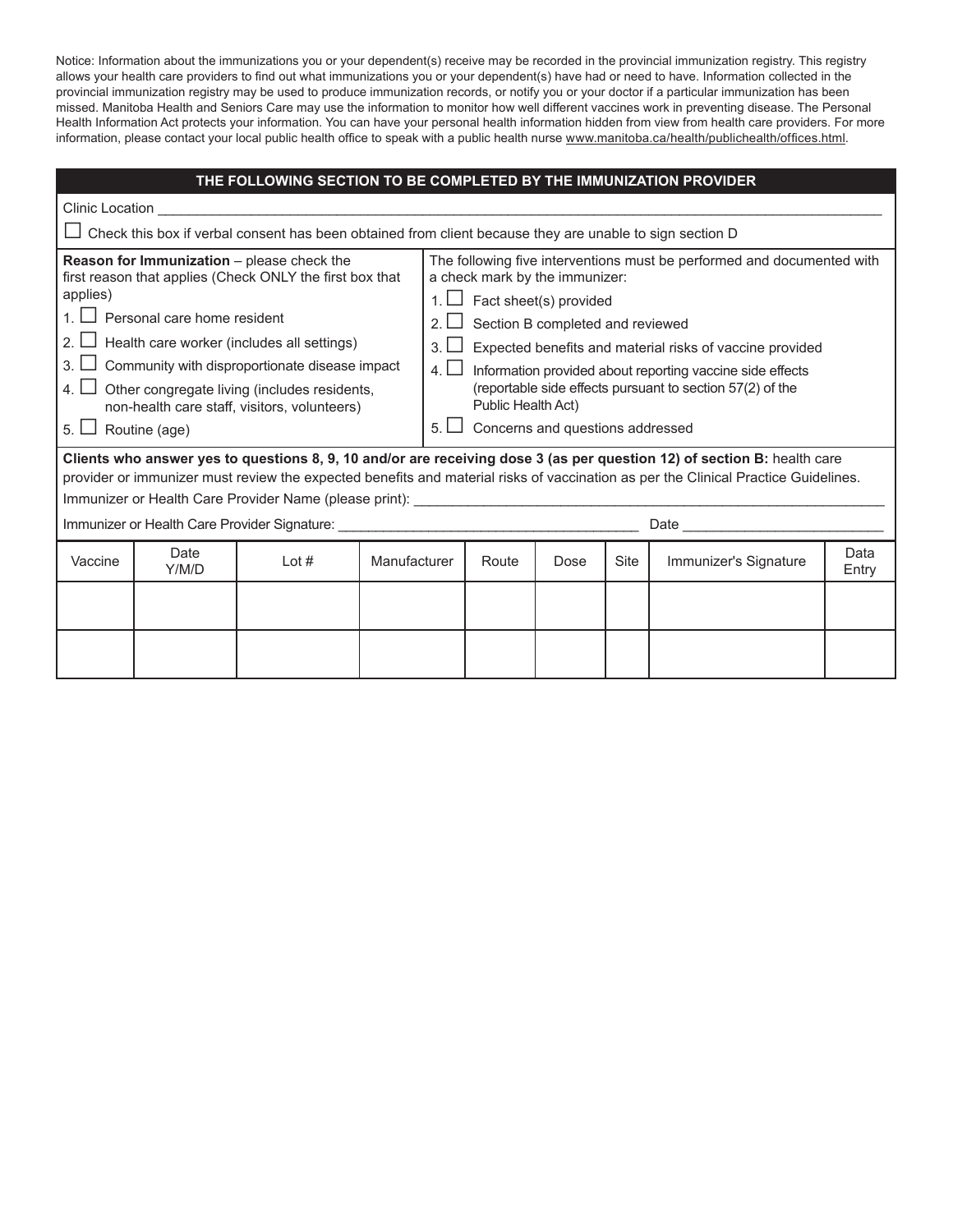Notice: Information about the immunizations you or your dependent(s) receive may be recorded in the provincial immunization registry. This registry allows your health care providers to find out what immunizations you or your dependent(s) have had or need to have. Information collected in the provincial immunization registry may be used to produce immunization records, or notify you or your doctor if a particular immunization has been missed. Manitoba Health and Seniors Care may use the information to monitor how well different vaccines work in preventing disease. The Personal Health Information Act protects your information. You can have your personal health information hidden from view from health care providers. For more information, please contact your local public health office to speak with a public health nurse www.manitoba.ca/health/publichealth/offices.html.

## THE FOLLOWING SECTION TO BE COMPLETED BY THE IMMUNIZATION PROVIDER

Clinic Location ____________________________________________

☐ Check this box if verbal consent has been obtained from client because they are unable to sign section D

**Reason for Immunization** – please check the first reason that applies (Check ONLY the first box that applies)

1. ☐ Personal care home resident
2. ☐ Health care worker (includes all settings)
3. ☐ Community with disproportionate disease impact
4. ☐ Other congregate living (includes residents, non-health care staff, visitors, volunteers)
5. ☐ Routine (age)

The following five interventions must be performed and documented with a check mark by the immunizer:

1. ☐ Fact sheet(s) provided
2. ☐ Section B completed and reviewed
3. ☐ Expected benefits and material risks of vaccine provided
4. ☐ Information provided about reporting vaccine side effects (reportable side effects pursuant to section 57(2) of the Public Health Act)
5. ☐ Concerns and questions addressed

**Clients who answer yes to questions 8, 9, 10 and/or are receiving dose 3 (as per question 12) of section B:** health care provider or immunizer must review the expected benefits and material risks of vaccination as per the Clinical Practice Guidelines.

Immunizer or Health Care Provider Name (please print): ____________________________________________

Immunizer or Health Care Provider Signature: ______________________________ Date ____________________

| Vaccine | Date Y/M/D | Lot # | Manufacturer | Route | Dose | Site | Immunizer's Signature | Data Entry |
|---|---|---|---|---|---|---|---|---|
| | | | | | | | | |
| | | | | | | | | |